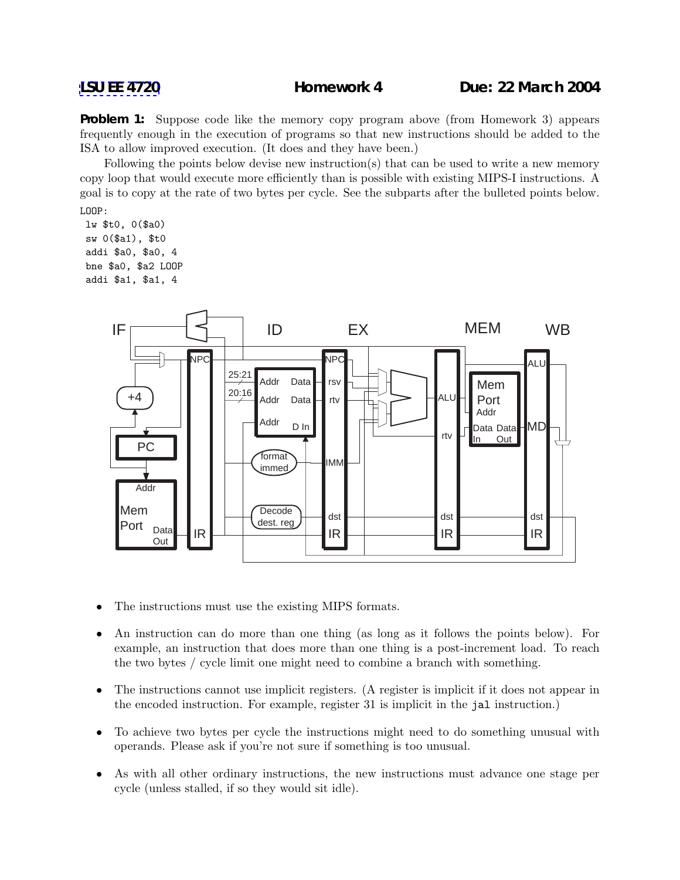**LSU EE 4720** **Homework 4** **Due: 22 March 2004**

**Problem 1:** Suppose code like the memory copy program above (from Homework 3) appears frequently enough in the execution of programs so that new instructions should be added to the ISA to allow improved execution. (It does and they have been.)

Following the points below devise new instruction(s) that can be used to write a new memory copy loop that would execute more efficiently than is possible with existing MIPS-I instructions. A goal is to copy at the rate of two bytes per cycle. See the subparts after the bulleted points below.

```
LOOP:
 lw $t0, 0($a0)
 sw 0($a1), $t0
 addi $a0, $a0, 4
 bne $a0, $a2 LOOP
 addi $a1, $a1, 4
```

- The instructions must use the existing MIPS formats.
- An instruction can do more than one thing (as long as it follows the points below). For example, an instruction that does more than one thing is a post-increment load. To reach the two bytes / cycle limit one might need to combine a branch with something.
- The instructions cannot use implicit registers. (A register is implicit if it does not appear in the encoded instruction. For example, register 31 is implicit in the `jal` instruction.)
- To achieve two bytes per cycle the instructions might need to do something unusual with operands. Please ask if you're not sure if something is too unusual.
- As with all other ordinary instructions, the new instructions must advance one stage per cycle (unless stalled, if so they would sit idle).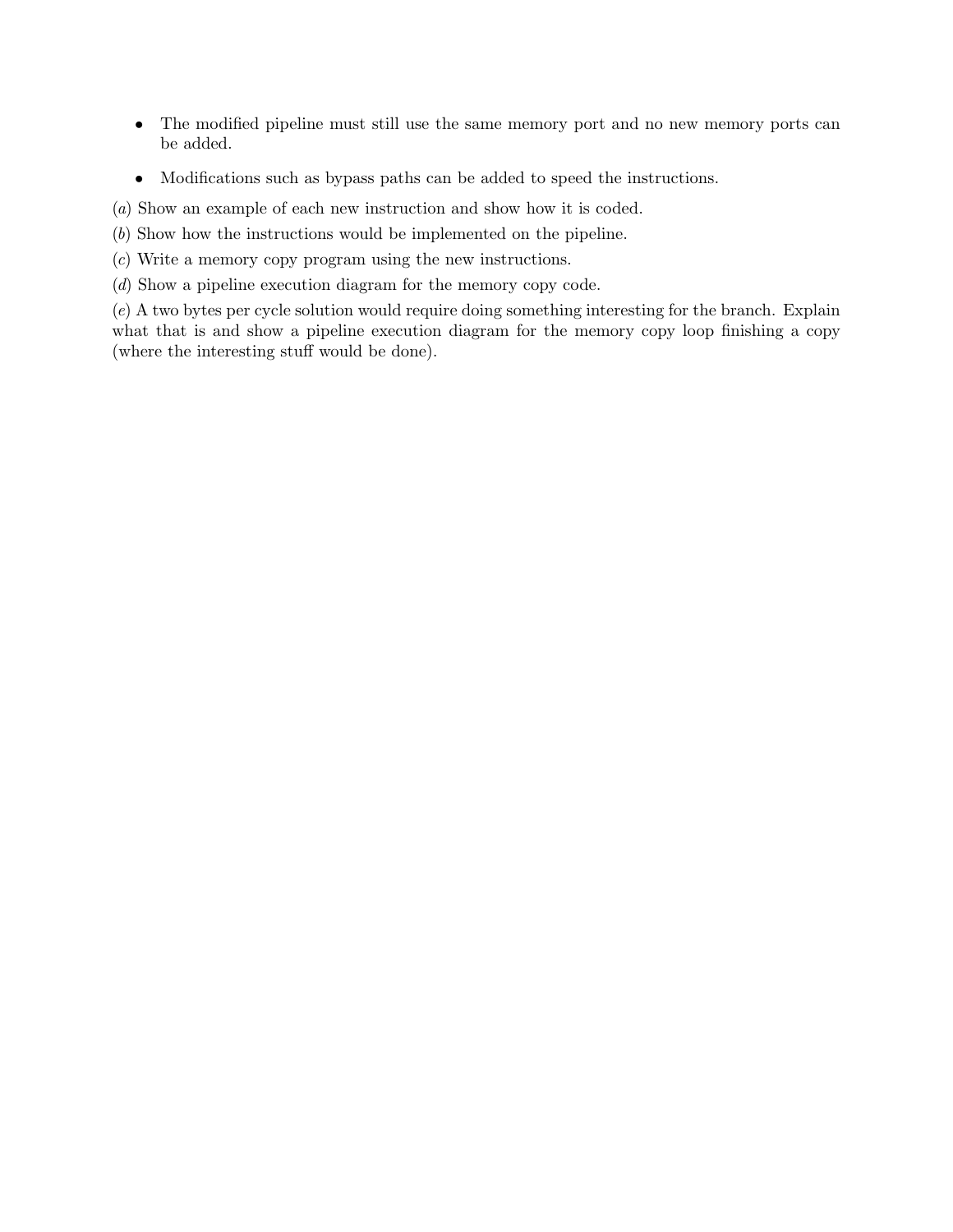- The modified pipeline must still use the same memory port and no new memory ports can be added.
- Modifications such as bypass paths can be added to speed the instructions.

(*a*) Show an example of each new instruction and show how it is coded.

(*b*) Show how the instructions would be implemented on the pipeline.

(*c*) Write a memory copy program using the new instructions.

(*d*) Show a pipeline execution diagram for the memory copy code.

(*e*) A two bytes per cycle solution would require doing something interesting for the branch. Explain what that is and show a pipeline execution diagram for the memory copy loop finishing a copy (where the interesting stuff would be done).